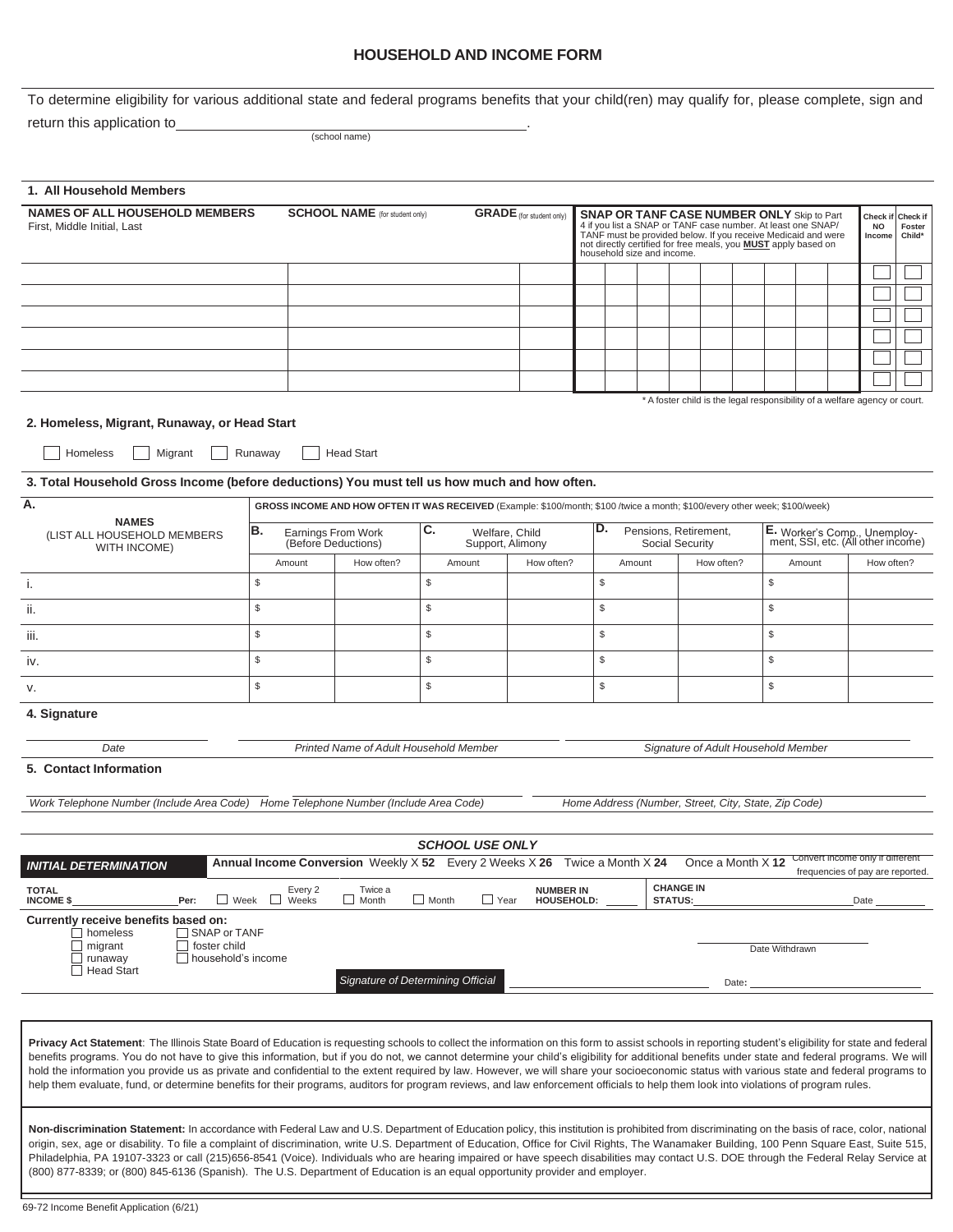# HOUSEHOLD AND INCOME FORM

To determine eligibility for various additional state and federal programs benefits that your child(ren) may qualify for, please complete, sign and return this application to \_\_\_\_\_\_\_\_\_\_\_\_\_\_\_\_\_\_\_\_\_\_\_\_\_\_\_\_\_\_\_\_\_\_\_\_\_\_\_\_.
(school name)

## 1. All Household Members

| NAMES OF ALL HOUSEHOLD MEMBERS First, Middle Initial, Last | SCHOOL NAME (for student only) | GRADE (for student only) | SNAP OR TANF CASE NUMBER ONLY Skip to Part 4 if you list a SNAP or TANF case number. At least one SNAP/TANF must be provided below. If you receive Medicaid and were not directly certified for free meals, you **MUST** apply based on household size and income. | Check if NO Income | Check if Foster Child* |
|---|---|---|---|---|---|
| | | | | ☐ | ☐ |
| | | | | ☐ | ☐ |
| | | | | ☐ | ☐ |
| | | | | ☐ | ☐ |
| | | | | ☐ | ☐ |
| | | | | ☐ | ☐ |

\* A foster child is the legal responsibility of a welfare agency or court.

## 2. Homeless, Migrant, Runaway, or Head Start

☐ Homeless ☐ Migrant ☐ Runaway ☐ Head Start

## 3. Total Household Gross Income (before deductions) You must tell us how much and how often.

| A. NAMES (LIST ALL HOUSEHOLD MEMBERS WITH INCOME) | GROSS INCOME AND HOW OFTEN IT WAS RECEIVED (Example: $100/month; $100 /twice a month; $100/every other week; $100/week) | | | | | | | |
|---|---|---|---|---|---|---|---|---|
| | B. Earnings From Work (Before Deductions) | | C. Welfare, Child Support, Alimony | | D. Pensions, Retirement, Social Security | | E. Worker's Comp., Unemployment, SSI, etc. (All other income) | |
| | Amount | How often? | Amount | How often? | Amount | How often? | Amount | How often? |
| i. | $ | | $ | | $ | | $ | |
| ii. | $ | | $ | | $ | | $ | |
| iii. | $ | | $ | | $ | | $ | |
| iv. | $ | | $ | | $ | | $ | |
| v. | $ | | $ | | $ | | $ | |

## 4. Signature

*Date* \_\_\_\_\_\_\_\_\_\_ *Printed Name of Adult Household Member* \_\_\_\_\_\_\_\_\_\_ *Signature of Adult Household Member* \_\_\_\_\_\_\_\_\_\_

## 5. Contact Information

*Work Telephone Number (Include Area Code)* \_\_\_\_\_\_\_\_\_\_ *Home Telephone Number (Include Area Code)* \_\_\_\_\_\_\_\_\_\_ *Home Address (Number, Street, City, State, Zip Code)* \_\_\_\_\_\_\_\_\_\_

### *SCHOOL USE ONLY*

***INITIAL DETERMINATION*** **Annual Income Conversion** Weekly X **52** Every 2 Weeks X **26** Twice a Month X **24** Once a Month X **12** Convert income only if different frequencies of pay are reported.

**TOTAL INCOME $**\_\_\_\_\_\_\_\_ **Per:** ☐ Week ☐ Every 2 Weeks ☐ Twice a Month ☐ Month ☐ Year **NUMBER IN HOUSEHOLD:** \_\_\_\_\_\_ **CHANGE IN STATUS:** \_\_\_\_\_\_\_\_\_\_ Date \_\_\_\_\_\_

**Currently receive benefits based on:**
☐ homeless ☐ SNAP or TANF
☐ migrant ☐ foster child
☐ runaway ☐ household's income
☐ Head Start

\_\_\_\_\_\_\_\_\_\_ Date Withdrawn

*Signature of Determining Official* \_\_\_\_\_\_\_\_\_\_ Date: \_\_\_\_\_\_\_\_\_\_

**Privacy Act Statement**: The Illinois State Board of Education is requesting schools to collect the information on this form to assist schools in reporting student's eligibility for state and federal benefits programs. You do not have to give this information, but if you do not, we cannot determine your child's eligibility for additional benefits under state and federal programs. We will hold the information you provide us as private and confidential to the extent required by law. However, we will share your socioeconomic status with various state and federal programs to help them evaluate, fund, or determine benefits for their programs, auditors for program reviews, and law enforcement officials to help them look into violations of program rules.

**Non-discrimination Statement:** In accordance with Federal Law and U.S. Department of Education policy, this institution is prohibited from discriminating on the basis of race, color, national origin, sex, age or disability. To file a complaint of discrimination, write U.S. Department of Education, Office for Civil Rights, The Wanamaker Building, 100 Penn Square East, Suite 515, Philadelphia, PA 19107-3323 or call (215)656-8541 (Voice). Individuals who are hearing impaired or have speech disabilities may contact U.S. DOE through the Federal Relay Service at (800) 877-8339; or (800) 845-6136 (Spanish). The U.S. Department of Education is an equal opportunity provider and employer.

69-72 Income Benefit Application (6/21)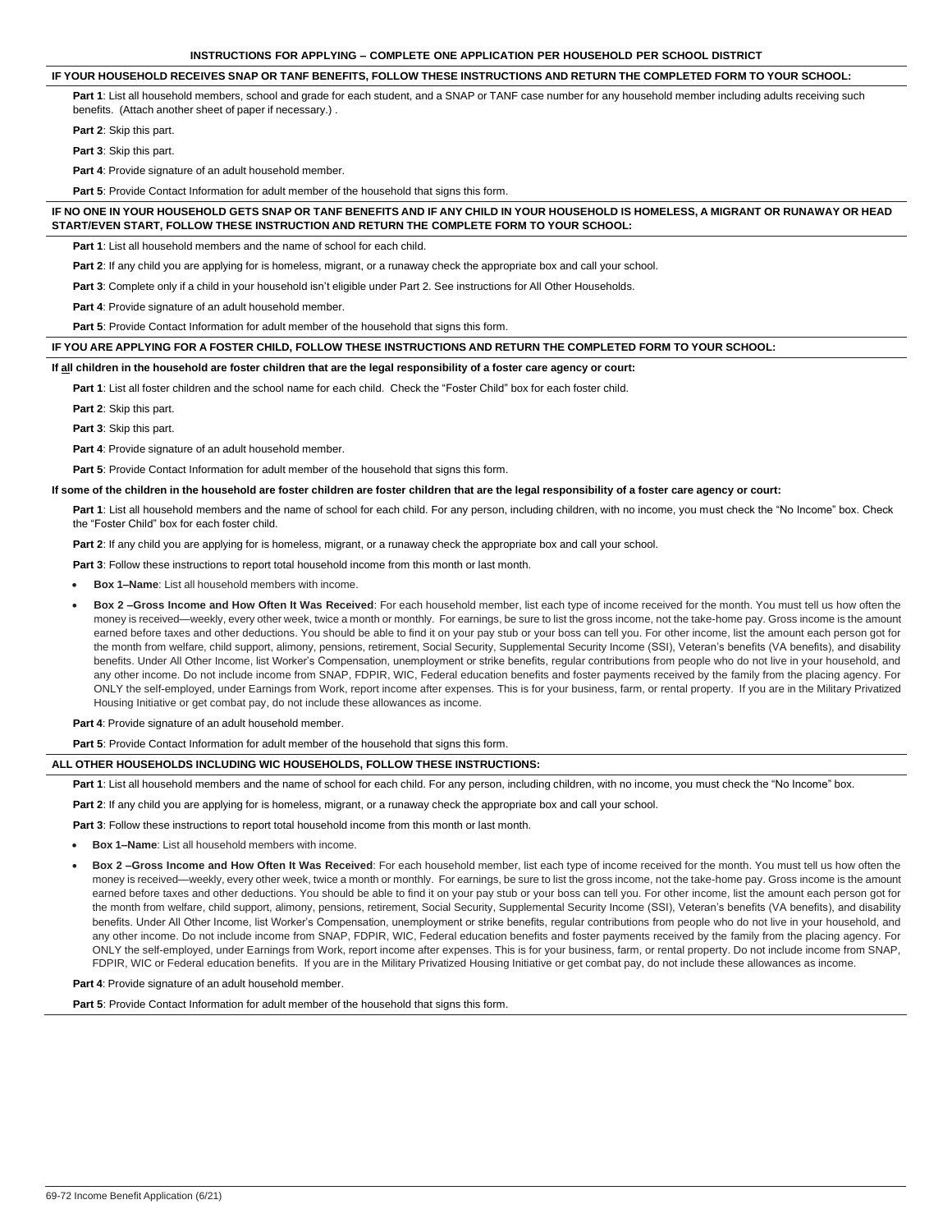# INSTRUCTIONS FOR APPLYING – COMPLETE ONE APPLICATION PER HOUSEHOLD PER SCHOOL DISTRICT

## IF YOUR HOUSEHOLD RECEIVES SNAP OR TANF BENEFITS, FOLLOW THESE INSTRUCTIONS AND RETURN THE COMPLETED FORM TO YOUR SCHOOL:

**Part 1**: List all household members, school and grade for each student, and a SNAP or TANF case number for any household member including adults receiving such benefits. (Attach another sheet of paper if necessary.) .

**Part 2**: Skip this part.

**Part 3**: Skip this part.

**Part 4**: Provide signature of an adult household member.

**Part 5**: Provide Contact Information for adult member of the household that signs this form.

## IF NO ONE IN YOUR HOUSEHOLD GETS SNAP OR TANF BENEFITS AND IF ANY CHILD IN YOUR HOUSEHOLD IS HOMELESS, A MIGRANT OR RUNAWAY OR HEAD START/EVEN START, FOLLOW THESE INSTRUCTION AND RETURN THE COMPLETE FORM TO YOUR SCHOOL:

**Part 1**: List all household members and the name of school for each child.

**Part 2**: If any child you are applying for is homeless, migrant, or a runaway check the appropriate box and call your school.

**Part 3**: Complete only if a child in your household isn't eligible under Part 2. See instructions for All Other Households.

**Part 4**: Provide signature of an adult household member.

**Part 5**: Provide Contact Information for adult member of the household that signs this form.

## IF YOU ARE APPLYING FOR A FOSTER CHILD, FOLLOW THESE INSTRUCTIONS AND RETURN THE COMPLETED FORM TO YOUR SCHOOL:

**If all children in the household are foster children that are the legal responsibility of a foster care agency or court:**

**Part 1**: List all foster children and the school name for each child. Check the "Foster Child" box for each foster child.

**Part 2**: Skip this part.

**Part 3**: Skip this part.

**Part 4**: Provide signature of an adult household member.

**Part 5**: Provide Contact Information for adult member of the household that signs this form.

**If some of the children in the household are foster children are foster children that are the legal responsibility of a foster care agency or court:**

**Part 1**: List all household members and the name of school for each child. For any person, including children, with no income, you must check the "No Income" box. Check the "Foster Child" box for each foster child.

**Part 2**: If any child you are applying for is homeless, migrant, or a runaway check the appropriate box and call your school.

**Part 3**: Follow these instructions to report total household income from this month or last month.

- **Box 1–Name**: List all household members with income.
- **Box 2 –Gross Income and How Often It Was Received**: For each household member, list each type of income received for the month. You must tell us how often the money is received—weekly, every other week, twice a month or monthly. For earnings, be sure to list the gross income, not the take-home pay. Gross income is the amount earned before taxes and other deductions. You should be able to find it on your pay stub or your boss can tell you. For other income, list the amount each person got for the month from welfare, child support, alimony, pensions, retirement, Social Security, Supplemental Security Income (SSI), Veteran's benefits (VA benefits), and disability benefits. Under All Other Income, list Worker's Compensation, unemployment or strike benefits, regular contributions from people who do not live in your household, and any other income. Do not include income from SNAP, FDPIR, WIC, Federal education benefits and foster payments received by the family from the placing agency. For ONLY the self-employed, under Earnings from Work, report income after expenses. This is for your business, farm, or rental property. If you are in the Military Privatized Housing Initiative or get combat pay, do not include these allowances as income.

**Part 4**: Provide signature of an adult household member.

**Part 5**: Provide Contact Information for adult member of the household that signs this form.

## ALL OTHER HOUSEHOLDS INCLUDING WIC HOUSEHOLDS, FOLLOW THESE INSTRUCTIONS:

**Part 1**: List all household members and the name of school for each child. For any person, including children, with no income, you must check the "No Income" box.

**Part 2**: If any child you are applying for is homeless, migrant, or a runaway check the appropriate box and call your school.

**Part 3**: Follow these instructions to report total household income from this month or last month.

- **Box 1–Name**: List all household members with income.
- **Box 2 –Gross Income and How Often It Was Received**: For each household member, list each type of income received for the month. You must tell us how often the money is received—weekly, every other week, twice a month or monthly. For earnings, be sure to list the gross income, not the take-home pay. Gross income is the amount earned before taxes and other deductions. You should be able to find it on your pay stub or your boss can tell you. For other income, list the amount each person got for the month from welfare, child support, alimony, pensions, retirement, Social Security, Supplemental Security Income (SSI), Veteran's benefits (VA benefits), and disability benefits. Under All Other Income, list Worker's Compensation, unemployment or strike benefits, regular contributions from people who do not live in your household, and any other income. Do not include income from SNAP, FDPIR, WIC, Federal education benefits and foster payments received by the family from the placing agency. For ONLY the self-employed, under Earnings from Work, report income after expenses. This is for your business, farm, or rental property. Do not include income from SNAP, FDPIR, WIC or Federal education benefits. If you are in the Military Privatized Housing Initiative or get combat pay, do not include these allowances as income.

**Part 4**: Provide signature of an adult household member.

**Part 5**: Provide Contact Information for adult member of the household that signs this form.

69-72 Income Benefit Application (6/21)